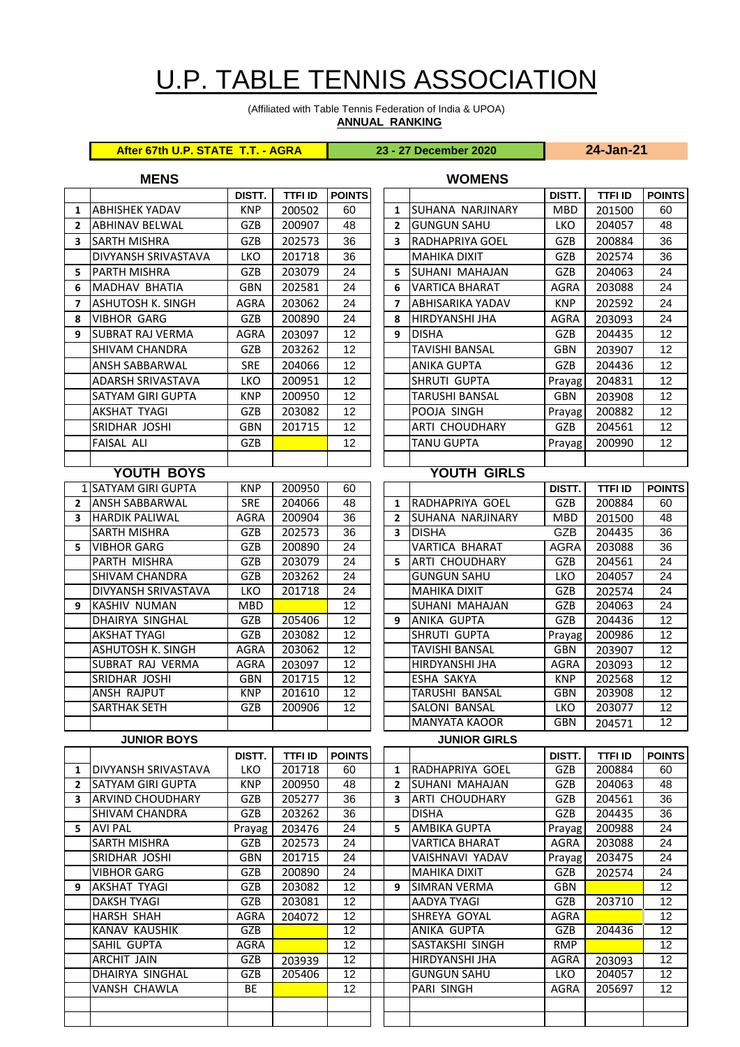# U.P. TABLE TENNIS ASSOCIATION

(Affiliated with Table Tennis Federation of India & UPOA)

**ANNUAL RANKING**

| After 67th U.P. STATE T.T. - AGRA | 23 - 27 December 2020 | 24-Jan-21 |
|---|---|---|

## MENS

| | | DISTT. | TTFI ID | POINTS |
|---|---|---|---|---|
| 1 | ABHISHEK YADAV | KNP | 200502 | 60 |
| 2 | ABHINAV BELWAL | GZB | 200907 | 48 |
| 3 | SARTH MISHRA | GZB | 202573 | 36 |
| | DIVYANSH SRIVASTAVA | LKO | 201718 | 36 |
| 5 | PARTH MISHRA | GZB | 203079 | 24 |
| 6 | MADHAV BHATIA | GBN | 202581 | 24 |
| 7 | ASHUTOSH K. SINGH | AGRA | 203062 | 24 |
| 8 | VIBHOR GARG | GZB | 200890 | 24 |
| 9 | SUBRAT RAJ VERMA | AGRA | 203097 | 12 |
| | SHIVAM CHANDRA | GZB | 203262 | 12 |
| | ANSH SABBARWAL | SRE | 204066 | 12 |
| | ADARSH SRIVASTAVA | LKO | 200951 | 12 |
| | SATYAM GIRI GUPTA | KNP | 200950 | 12 |
| | AKSHAT TYAGI | GZB | 203082 | 12 |
| | SRIDHAR JOSHI | GBN | 201715 | 12 |
| | FAISAL ALI | GZB | | 12 |

## WOMENS

| | | DISTT. | TTFI ID | POINTS |
|---|---|---|---|---|
| 1 | SUHANA NARJINARY | MBD | 201500 | 60 |
| 2 | GUNGUN SAHU | LKO | 204057 | 48 |
| 3 | RADHAPRIYA GOEL | GZB | 200884 | 36 |
| | MAHIKA DIXIT | GZB | 202574 | 36 |
| 5 | SUHANI MAHAJAN | GZB | 204063 | 24 |
| 6 | VARTICA BHARAT | AGRA | 203088 | 24 |
| 7 | ABHISARIKA YADAV | KNP | 202592 | 24 |
| 8 | HIRDYANSHI JHA | AGRA | 203093 | 24 |
| 9 | DISHA | GZB | 204435 | 12 |
| | TAVISHI BANSAL | GBN | 203907 | 12 |
| | ANIKA GUPTA | GZB | 204436 | 12 |
| | SHRUTI GUPTA | Prayag | 204831 | 12 |
| | TARUSHI BANSAL | GBN | 203908 | 12 |
| | POOJA SINGH | Prayag | 200882 | 12 |
| | ARTI CHOUDHARY | GZB | 204561 | 12 |
| | TANU GUPTA | Prayag | 200990 | 12 |

## YOUTH BOYS

| | | DISTT. | TTFI ID | POINTS |
|---|---|---|---|---|
| 1 | SATYAM GIRI GUPTA | KNP | 200950 | 60 |
| 2 | ANSH SABBARWAL | SRE | 204066 | 48 |
| 3 | HARDIK PALIWAL | AGRA | 200904 | 36 |
| | SARTH MISHRA | GZB | 202573 | 36 |
| 5 | VIBHOR GARG | GZB | 200890 | 24 |
| | PARTH MISHRA | GZB | 203079 | 24 |
| | SHIVAM CHANDRA | GZB | 203262 | 24 |
| | DIVYANSH SRIVASTAVA | LKO | 201718 | 24 |
| 9 | KASHIV NUMAN | MBD | | 12 |
| | DHAIRYA SINGHAL | GZB | 205406 | 12 |
| | AKSHAT TYAGI | GZB | 203082 | 12 |
| | ASHUTOSH K. SINGH | AGRA | 203062 | 12 |
| | SUBRAT RAJ VERMA | AGRA | 203097 | 12 |
| | SRIDHAR JOSHI | GBN | 201715 | 12 |
| | ANSH RAJPUT | KNP | 201610 | 12 |
| | SARTHAK SETH | GZB | 200906 | 12 |

## YOUTH GIRLS

| | | DISTT. | TTFI ID | POINTS |
|---|---|---|---|---|
| 1 | RADHAPRIYA GOEL | GZB | 200884 | 60 |
| 2 | SUHANA NARJINARY | MBD | 201500 | 48 |
| 3 | DISHA | GZB | 204435 | 36 |
| | VARTICA BHARAT | AGRA | 203088 | 36 |
| 5 | ARTI CHOUDHARY | GZB | 204561 | 24 |
| | GUNGUN SAHU | LKO | 204057 | 24 |
| | MAHIKA DIXIT | GZB | 202574 | 24 |
| | SUHANI MAHAJAN | GZB | 204063 | 24 |
| 9 | ANIKA GUPTA | GZB | 204436 | 12 |
| | SHRUTI GUPTA | Prayag | 200986 | 12 |
| | TAVISHI BANSAL | GBN | 203907 | 12 |
| | HIRDYANSHI JHA | AGRA | 203093 | 12 |
| | ESHA SAKYA | KNP | 202568 | 12 |
| | TARUSHI BANSAL | GBN | 203908 | 12 |
| | SALONI BANSAL | LKO | 203077 | 12 |
| | MANYATA KAOOR | GBN | 204571 | 12 |

## JUNIOR BOYS

| | | DISTT. | TTFI ID | POINTS |
|---|---|---|---|---|
| 1 | DIVYANSH SRIVASTAVA | LKO | 201718 | 60 |
| 2 | SATYAM GIRI GUPTA | KNP | 200950 | 48 |
| 3 | ARVIND CHOUDHARY | GZB | 205277 | 36 |
| | SHIVAM CHANDRA | GZB | 203262 | 36 |
| 5 | AVI PAL | Prayag | 203476 | 24 |
| | SARTH MISHRA | GZB | 202573 | 24 |
| | SRIDHAR JOSHI | GBN | 201715 | 24 |
| | VIBHOR GARG | GZB | 200890 | 24 |
| 9 | AKSHAT TYAGI | GZB | 203082 | 12 |
| | DAKSH TYAGI | GZB | 203081 | 12 |
| | HARSH SHAH | AGRA | 204072 | 12 |
| | KANAV KAUSHIK | GZB | | 12 |
| | SAHIL GUPTA | AGRA | | 12 |
| | ARCHIT JAIN | GZB | 203939 | 12 |
| | DHAIRYA SINGHAL | GZB | 205406 | 12 |
| | VANSH CHAWLA | BE | | 12 |

## JUNIOR GIRLS

| | | DISTT. | TTFI ID | POINTS |
|---|---|---|---|---|
| 1 | RADHAPRIYA GOEL | GZB | 200884 | 60 |
| 2 | SUHANI MAHAJAN | GZB | 204063 | 48 |
| 3 | ARTI CHOUDHARY | GZB | 204561 | 36 |
| | DISHA | GZB | 204435 | 36 |
| 5 | AMBIKA GUPTA | Prayag | 200988 | 24 |
| | VARTICA BHARAT | AGRA | 203088 | 24 |
| | VAISHNAVI YADAV | Prayag | 203475 | 24 |
| | MAHIKA DIXIT | GZB | 202574 | 24 |
| 9 | SIMRAN VERMA | GBN | | 12 |
| | AADYA TYAGI | GZB | 203710 | 12 |
| | SHREYA GOYAL | AGRA | | 12 |
| | ANIKA GUPTA | GZB | 204436 | 12 |
| | SASTAKSHI SINGH | RMP | | 12 |
| | HIRDYANSHI JHA | AGRA | 203093 | 12 |
| | GUNGUN SAHU | LKO | 204057 | 12 |
| | PARI SINGH | AGRA | 205697 | 12 |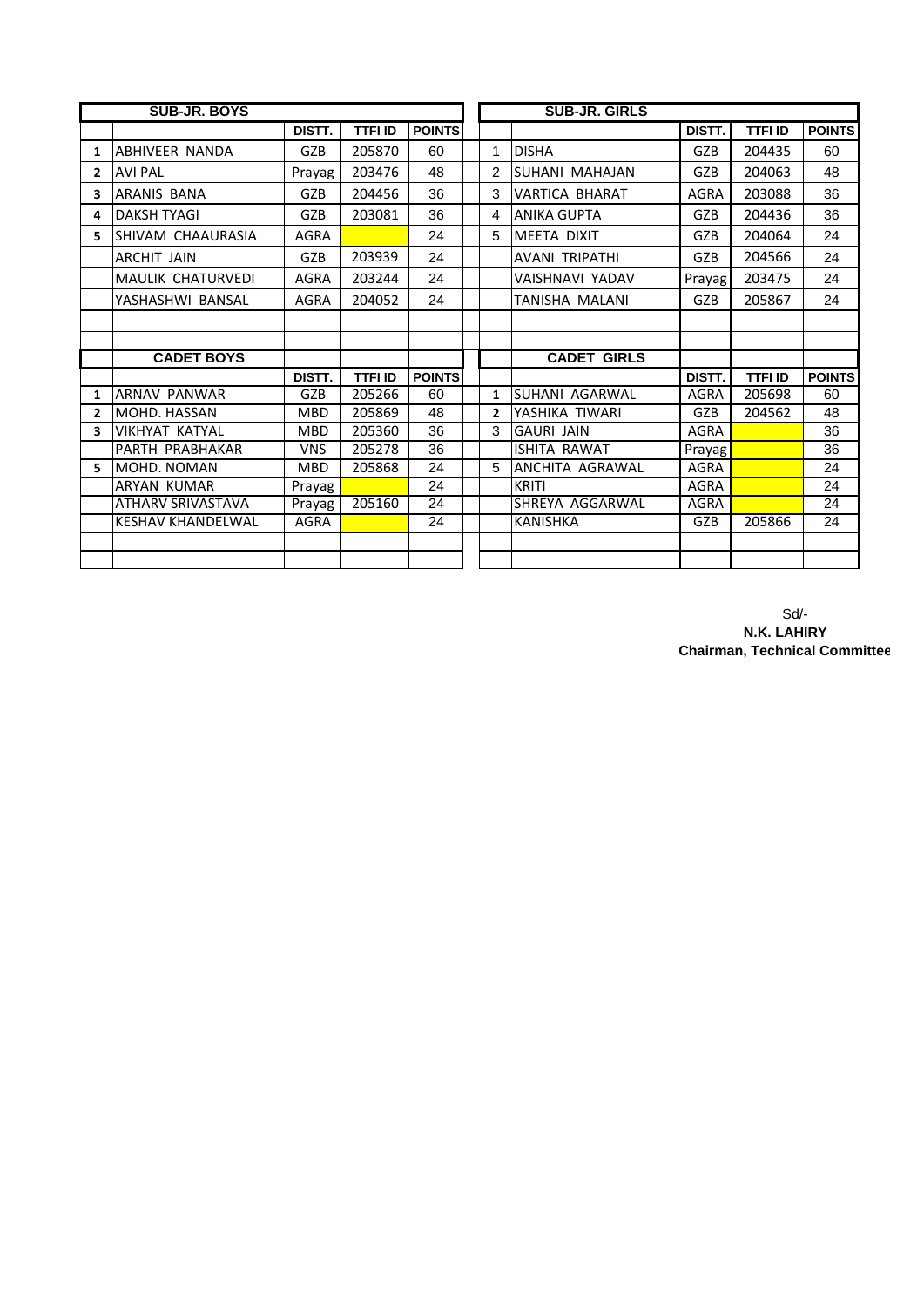## SUB-JR. BOYS

| | | DISTT. | TTFI ID | POINTS |
|---|---|---|---|---|
| 1 | ABHIVEER NANDA | GZB | 205870 | 60 |
| 2 | AVI PAL | Prayag | 203476 | 48 |
| 3 | ARANIS BANA | GZB | 204456 | 36 |
| 4 | DAKSH TYAGI | GZB | 203081 | 36 |
| 5 | SHIVAM CHAAURASIA | AGRA | | 24 |
| | ARCHIT JAIN | GZB | 203939 | 24 |
| | MAULIK CHATURVEDI | AGRA | 203244 | 24 |
| | YASHASHWI BANSAL | AGRA | 204052 | 24 |

## SUB-JR. GIRLS

| | | DISTT. | TTFI ID | POINTS |
|---|---|---|---|---|
| 1 | DISHA | GZB | 204435 | 60 |
| 2 | SUHANI MAHAJAN | GZB | 204063 | 48 |
| 3 | VARTICA BHARAT | AGRA | 203088 | 36 |
| 4 | ANIKA GUPTA | GZB | 204436 | 36 |
| 5 | MEETA DIXIT | GZB | 204064 | 24 |
| | AVANI TRIPATHI | GZB | 204566 | 24 |
| | VAISHNAVI YADAV | Prayag | 203475 | 24 |
| | TANISHA MALANI | GZB | 205867 | 24 |

## CADET BOYS

| | | DISTT. | TTFI ID | POINTS |
|---|---|---|---|---|
| 1 | ARNAV PANWAR | GZB | 205266 | 60 |
| 2 | MOHD. HASSAN | MBD | 205869 | 48 |
| 3 | VIKHYAT KATYAL | MBD | 205360 | 36 |
| | PARTH PRABHAKAR | VNS | 205278 | 36 |
| 5 | MOHD. NOMAN | MBD | 205868 | 24 |
| | ARYAN KUMAR | Prayag | | 24 |
| | ATHARV SRIVASTAVA | Prayag | 205160 | 24 |
| | KESHAV KHANDELWAL | AGRA | | 24 |

## CADET GIRLS

| | | DISTT. | TTFI ID | POINTS |
|---|---|---|---|---|
| 1 | SUHANI AGARWAL | AGRA | 205698 | 60 |
| 2 | YASHIKA TIWARI | GZB | 204562 | 48 |
| 3 | GAURI JAIN | AGRA | | 36 |
| | ISHITA RAWAT | Prayag | | 36 |
| 5 | ANCHITA AGRAWAL | AGRA | | 24 |
| | KRITI | AGRA | | 24 |
| | SHREYA AGGARWAL | AGRA | | 24 |
| | KANISHKA | GZB | 205866 | 24 |

Sd/-
**N.K. LAHIRY**
**Chairman, Technical Committee**